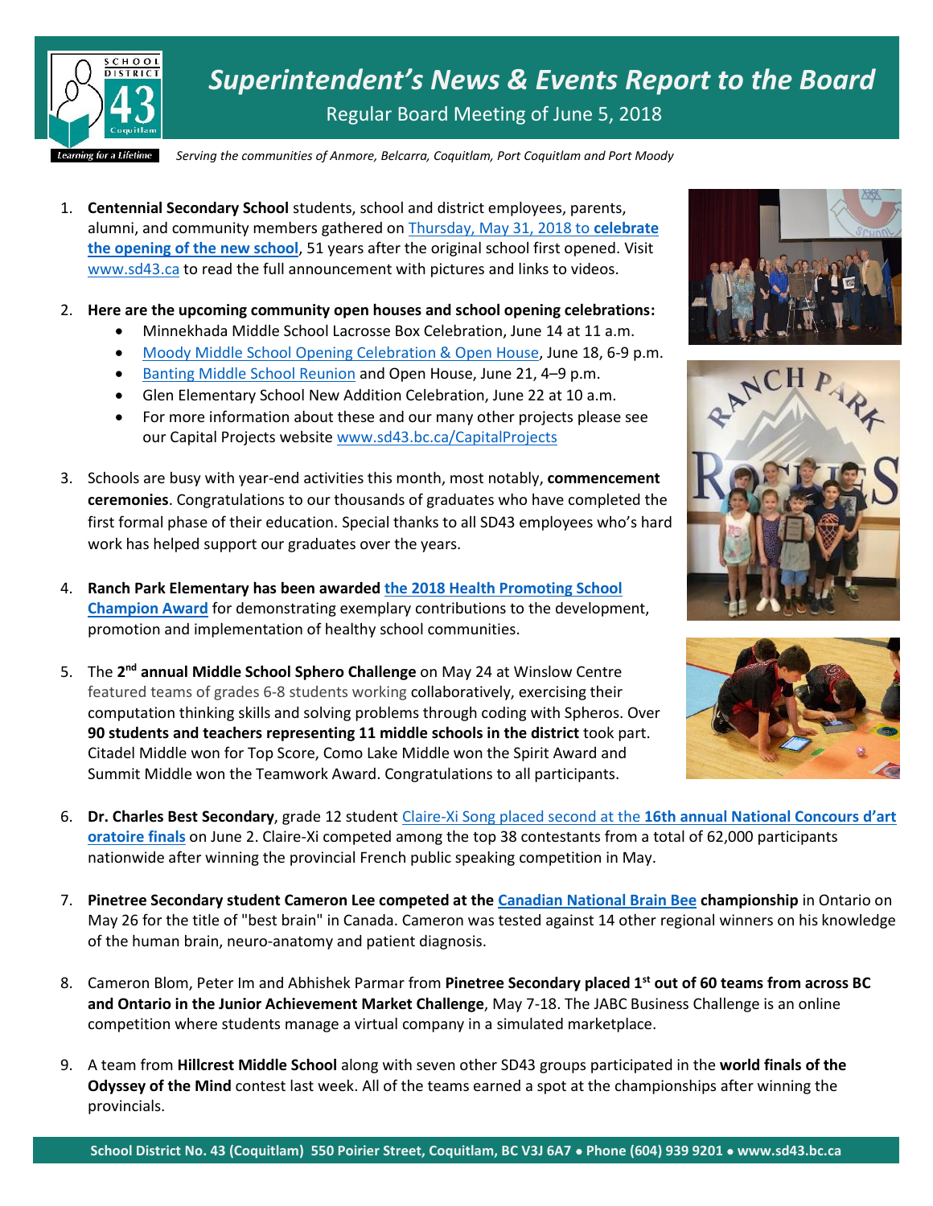# Superintendent's News & Events Report to the Board

Regular Board Meeting of June 5, 2018

*Serving the communities of Anmore, Belcarra, Coquitlam, Port Coquitlam and Port Moody*

1. **Centennial Secondary School** students, school and district employees, parents, alumni, and community members gathered on Thursday, May 31, 2018 to **celebrate the opening of the new school**, 51 years after the original school first opened. Visit www.sd43.ca to read the full announcement with pictures and links to videos.

2. **Here are the upcoming community open houses and school opening celebrations:**
   - Minnekhada Middle School Lacrosse Box Celebration, June 14 at 11 a.m.
   - Moody Middle School Opening Celebration & Open House, June 18, 6-9 p.m.
   - Banting Middle School Reunion and Open House, June 21, 4–9 p.m.
   - Glen Elementary School New Addition Celebration, June 22 at 10 a.m.
   - For more information about these and our many other projects please see our Capital Projects website www.sd43.bc.ca/CapitalProjects

3. Schools are busy with year-end activities this month, most notably, **commencement ceremonies**. Congratulations to our thousands of graduates who have completed the first formal phase of their education. Special thanks to all SD43 employees who's hard work has helped support our graduates over the years.

4. **Ranch Park Elementary has been awarded the 2018 Health Promoting School Champion Award** for demonstrating exemplary contributions to the development, promotion and implementation of healthy school communities.

5. The **2nd annual Middle School Sphero Challenge** on May 24 at Winslow Centre featured teams of grades 6-8 students working collaboratively, exercising their computation thinking skills and solving problems through coding with Spheros. Over **90 students and teachers representing 11 middle schools in the district** took part. Citadel Middle won for Top Score, Como Lake Middle won the Spirit Award and Summit Middle won the Teamwork Award. Congratulations to all participants.

6. **Dr. Charles Best Secondary**, grade 12 student Claire-Xi Song placed second at the **16th annual National Concours d'art oratoire finals** on June 2. Claire-Xi competed among the top 38 contestants from a total of 62,000 participants nationwide after winning the provincial French public speaking competition in May.

7. **Pinetree Secondary student Cameron Lee competed at the Canadian National Brain Bee championship** in Ontario on May 26 for the title of "best brain" in Canada. Cameron was tested against 14 other regional winners on his knowledge of the human brain, neuro-anatomy and patient diagnosis.

8. Cameron Blom, Peter Im and Abhishek Parmar from **Pinetree Secondary placed 1st out of 60 teams from across BC and Ontario in the Junior Achievement Market Challenge**, May 7-18. The JABC Business Challenge is an online competition where students manage a virtual company in a simulated marketplace.

9. A team from **Hillcrest Middle School** along with seven other SD43 groups participated in the **world finals of the Odyssey of the Mind** contest last week. All of the teams earned a spot at the championships after winning the provincials.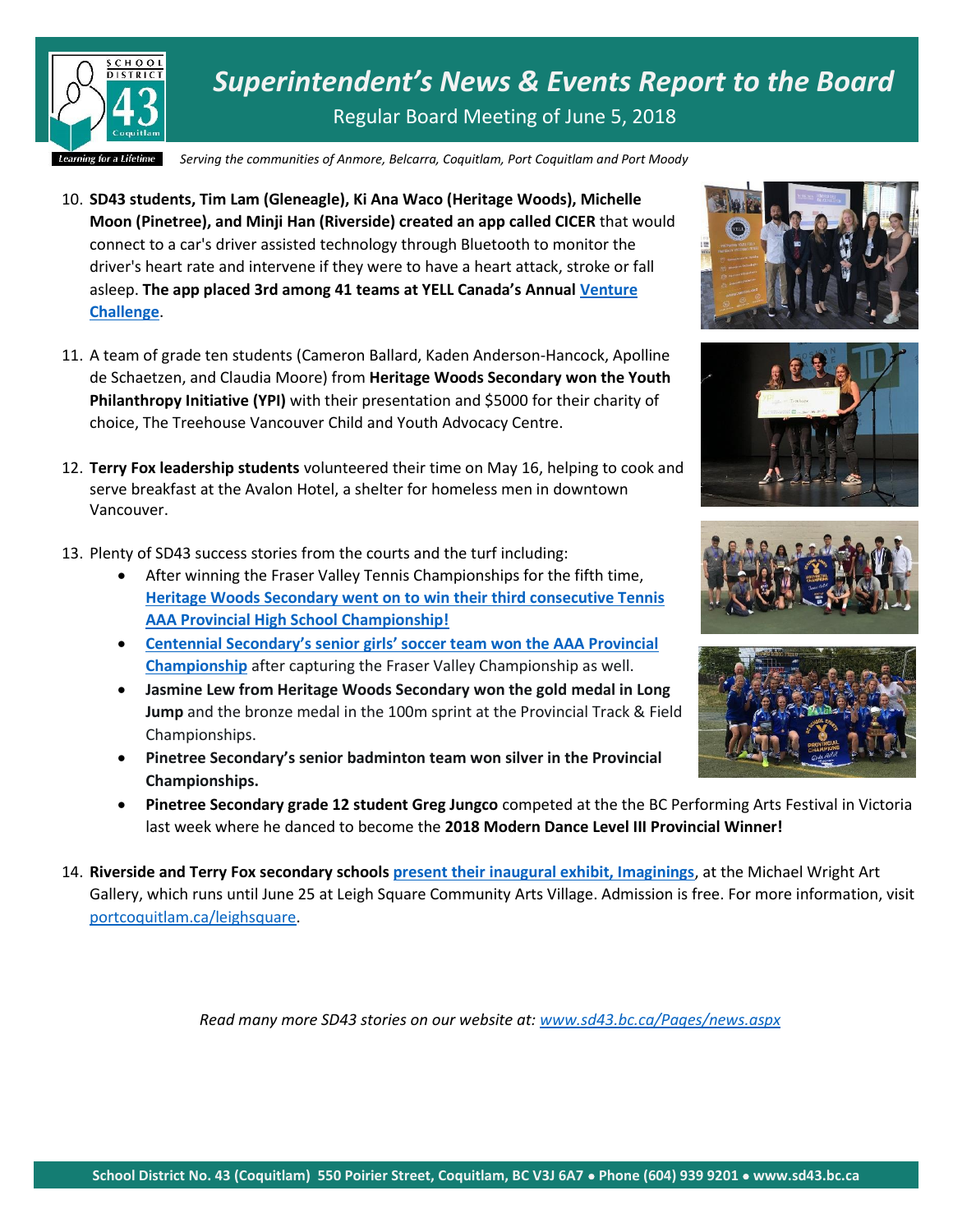# *Superintendent's News & Events Report to the Board*

Regular Board Meeting of June 5, 2018

*Serving the communities of Anmore, Belcarra, Coquitlam, Port Coquitlam and Port Moody*

10. **SD43 students, Tim Lam (Gleneagle), Ki Ana Waco (Heritage Woods), Michelle Moon (Pinetree), and Minji Han (Riverside) created an app called CICER** that would connect to a car's driver assisted technology through Bluetooth to monitor the driver's heart rate and intervene if they were to have a heart attack, stroke or fall asleep. **The app placed 3rd among 41 teams at YELL Canada's Annual Venture Challenge**.

11. A team of grade ten students (Cameron Ballard, Kaden Anderson-Hancock, Apolline de Schaetzen, and Claudia Moore) from **Heritage Woods Secondary won the Youth Philanthropy Initiative (YPI)** with their presentation and $5000 for their charity of choice, The Treehouse Vancouver Child and Youth Advocacy Centre.

12. **Terry Fox leadership students** volunteered their time on May 16, helping to cook and serve breakfast at the Avalon Hotel, a shelter for homeless men in downtown Vancouver.

13. Plenty of SD43 success stories from the courts and the turf including:
    - After winning the Fraser Valley Tennis Championships for the fifth time, **Heritage Woods Secondary went on to win their third consecutive Tennis AAA Provincial High School Championship!**
    - **Centennial Secondary's senior girls' soccer team won the AAA Provincial Championship** after capturing the Fraser Valley Championship as well.
    - **Jasmine Lew from Heritage Woods Secondary won the gold medal in Long Jump** and the bronze medal in the 100m sprint at the Provincial Track & Field Championships.
    - **Pinetree Secondary's senior badminton team won silver in the Provincial Championships.**
    - **Pinetree Secondary grade 12 student Greg Jungco** competed at the the BC Performing Arts Festival in Victoria last week where he danced to become the **2018 Modern Dance Level III Provincial Winner!**

14. **Riverside and Terry Fox secondary schools** present their inaugural exhibit, Imaginings, at the Michael Wright Art Gallery, which runs until June 25 at Leigh Square Community Arts Village. Admission is free. For more information, visit portcoquitlam.ca/leighsquare.

*Read many more SD43 stories on our website at: www.sd43.bc.ca/Pages/news.aspx*

**School District No. 43 (Coquitlam) 550 Poirier Street, Coquitlam, BC V3J 6A7 • Phone (604) 939 9201 • www.sd43.bc.ca**